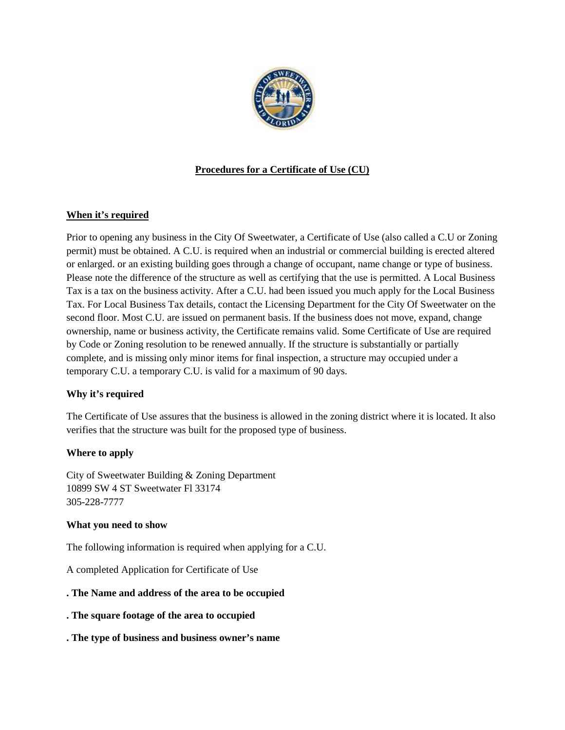## Procedures for a Certificate of Use (CU)

### When it's required

Prior to opening any business in the City Of Sweetwater, a Certificate of Use (also called a C.U or Zoning permit) must be obtained. A C.U. is required when an industrial or commercial building is erected altered or enlarged. or an existing building goes through a change of occupant, name change or type of business. Please note the difference of the structure as well as certifying that the use is permitted. A Local Business Tax is a tax on the business activity. After a C.U. had been issued you much apply for the Local Business Tax. For Local Business Tax details, contact the Licensing Department for the City Of Sweetwater on the second floor. Most C.U. are issued on permanent basis. If the business does not move, expand, change ownership, name or business activity, the Certificate remains valid. Some Certificate of Use are required by Code or Zoning resolution to be renewed annually. If the structure is substantially or partially complete, and is missing only minor items for final inspection, a structure may occupied under a temporary C.U. a temporary C.U. is valid for a maximum of 90 days.

### Why it's required

The Certificate of Use assures that the business is allowed in the zoning district where it is located. It also verifies that the structure was built for the proposed type of business.

### Where to apply

City of Sweetwater Building & Zoning Department
10899 SW 4 ST Sweetwater Fl 33174
305-228-7777

### What you need to show

The following information is required when applying for a C.U.

A completed Application for Certificate of Use

**. The Name and address of the area to be occupied**

**. The square footage of the area to occupied**

**. The type of business and business owner's name**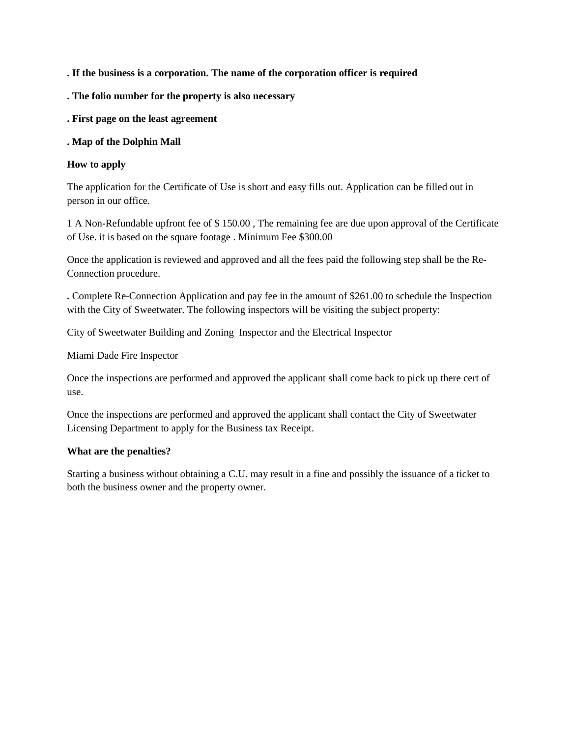**. If the business is a corporation. The name of the corporation officer is required**

**. The folio number for the property is also necessary**

**. First page on the least agreement**

**. Map of the Dolphin Mall**

**How to apply**

The application for the Certificate of Use is short and easy fills out. Application can be filled out in person in our office.

1 A Non-Refundable upfront fee of $ 150.00 , The remaining fee are due upon approval of the Certificate of Use. it is based on the square footage . Minimum Fee $300.00

Once the application is reviewed and approved and all the fees paid the following step shall be the Re-Connection procedure.

**.** Complete Re-Connection Application and pay fee in the amount of $261.00 to schedule the Inspection with the City of Sweetwater. The following inspectors will be visiting the subject property:

City of Sweetwater Building and Zoning Inspector and the Electrical Inspector

Miami Dade Fire Inspector

Once the inspections are performed and approved the applicant shall come back to pick up there cert of use.

Once the inspections are performed and approved the applicant shall contact the City of Sweetwater Licensing Department to apply for the Business tax Receipt.

**What are the penalties?**

Starting a business without obtaining a C.U. may result in a fine and possibly the issuance of a ticket to both the business owner and the property owner.